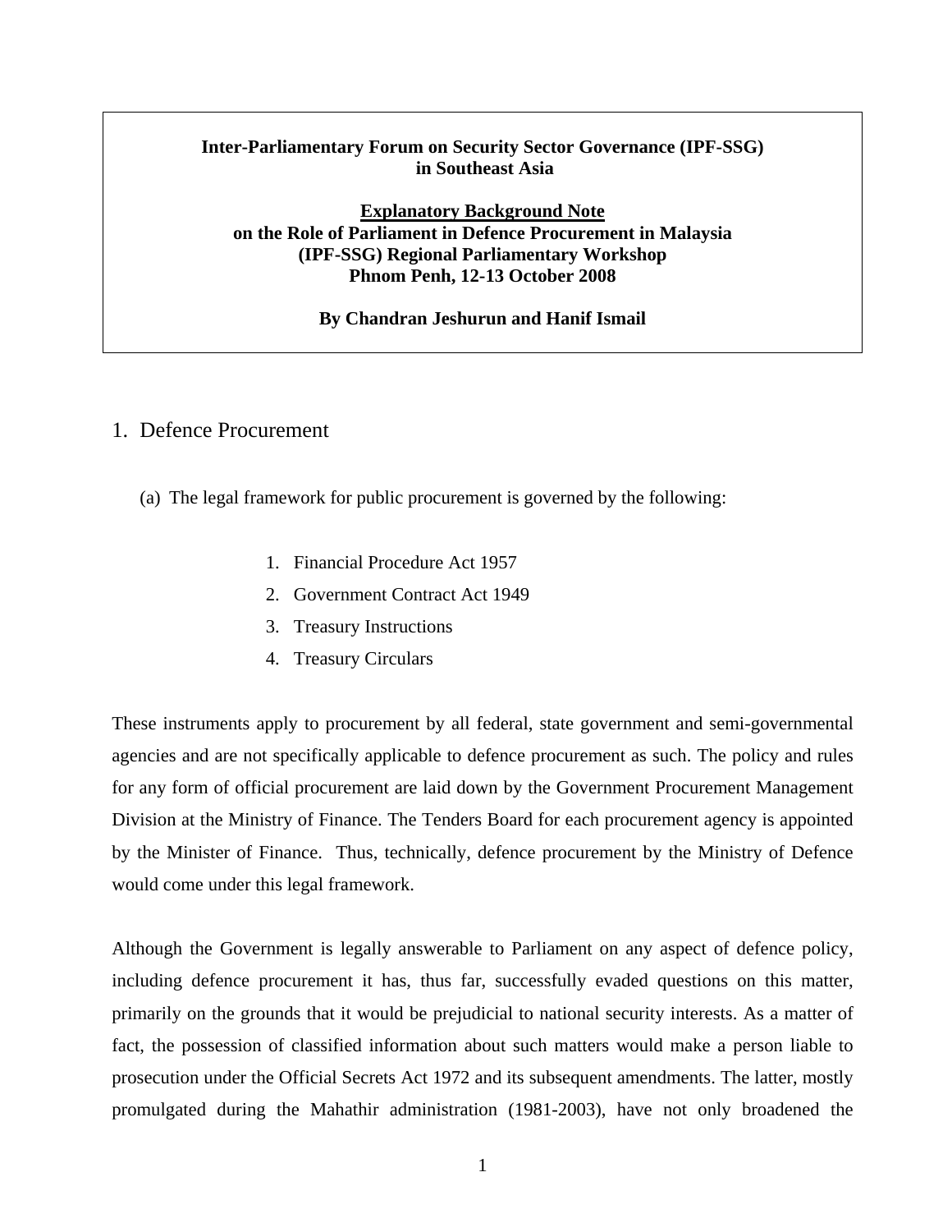**Inter-Parliamentary Forum on Security Sector Governance (IPF-SSG) in Southeast Asia**

**Explanatory Background Note on the Role of Parliament in Defence Procurement in Malaysia (IPF-SSG) Regional Parliamentary Workshop Phnom Penh, 12-13 October 2008**

**By Chandran Jeshurun and Hanif Ismail**

## 1. Defence Procurement

(a) The legal framework for public procurement is governed by the following:

1. Financial Procedure Act 1957
2. Government Contract Act 1949
3. Treasury Instructions
4. Treasury Circulars

These instruments apply to procurement by all federal, state government and semi-governmental agencies and are not specifically applicable to defence procurement as such. The policy and rules for any form of official procurement are laid down by the Government Procurement Management Division at the Ministry of Finance. The Tenders Board for each procurement agency is appointed by the Minister of Finance. Thus, technically, defence procurement by the Ministry of Defence would come under this legal framework.

Although the Government is legally answerable to Parliament on any aspect of defence policy, including defence procurement it has, thus far, successfully evaded questions on this matter, primarily on the grounds that it would be prejudicial to national security interests. As a matter of fact, the possession of classified information about such matters would make a person liable to prosecution under the Official Secrets Act 1972 and its subsequent amendments. The latter, mostly promulgated during the Mahathir administration (1981-2003), have not only broadened the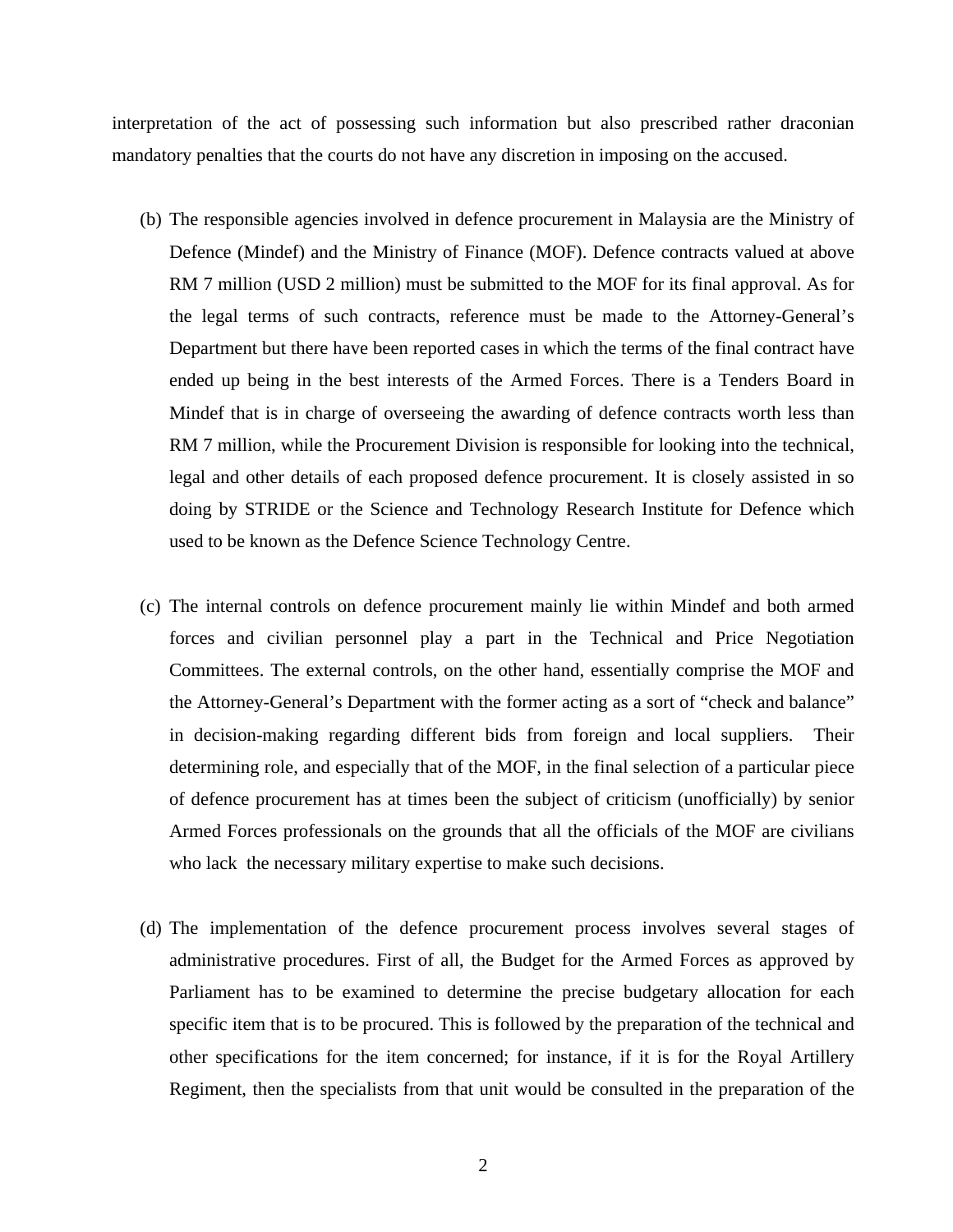interpretation of the act of possessing such information but also prescribed rather draconian mandatory penalties that the courts do not have any discretion in imposing on the accused.

(b) The responsible agencies involved in defence procurement in Malaysia are the Ministry of Defence (Mindef) and the Ministry of Finance (MOF). Defence contracts valued at above RM 7 million (USD 2 million) must be submitted to the MOF for its final approval. As for the legal terms of such contracts, reference must be made to the Attorney-General's Department but there have been reported cases in which the terms of the final contract have ended up being in the best interests of the Armed Forces. There is a Tenders Board in Mindef that is in charge of overseeing the awarding of defence contracts worth less than RM 7 million, while the Procurement Division is responsible for looking into the technical, legal and other details of each proposed defence procurement. It is closely assisted in so doing by STRIDE or the Science and Technology Research Institute for Defence which used to be known as the Defence Science Technology Centre.

(c) The internal controls on defence procurement mainly lie within Mindef and both armed forces and civilian personnel play a part in the Technical and Price Negotiation Committees. The external controls, on the other hand, essentially comprise the MOF and the Attorney-General's Department with the former acting as a sort of "check and balance" in decision-making regarding different bids from foreign and local suppliers. Their determining role, and especially that of the MOF, in the final selection of a particular piece of defence procurement has at times been the subject of criticism (unofficially) by senior Armed Forces professionals on the grounds that all the officials of the MOF are civilians who lack the necessary military expertise to make such decisions.

(d) The implementation of the defence procurement process involves several stages of administrative procedures. First of all, the Budget for the Armed Forces as approved by Parliament has to be examined to determine the precise budgetary allocation for each specific item that is to be procured. This is followed by the preparation of the technical and other specifications for the item concerned; for instance, if it is for the Royal Artillery Regiment, then the specialists from that unit would be consulted in the preparation of the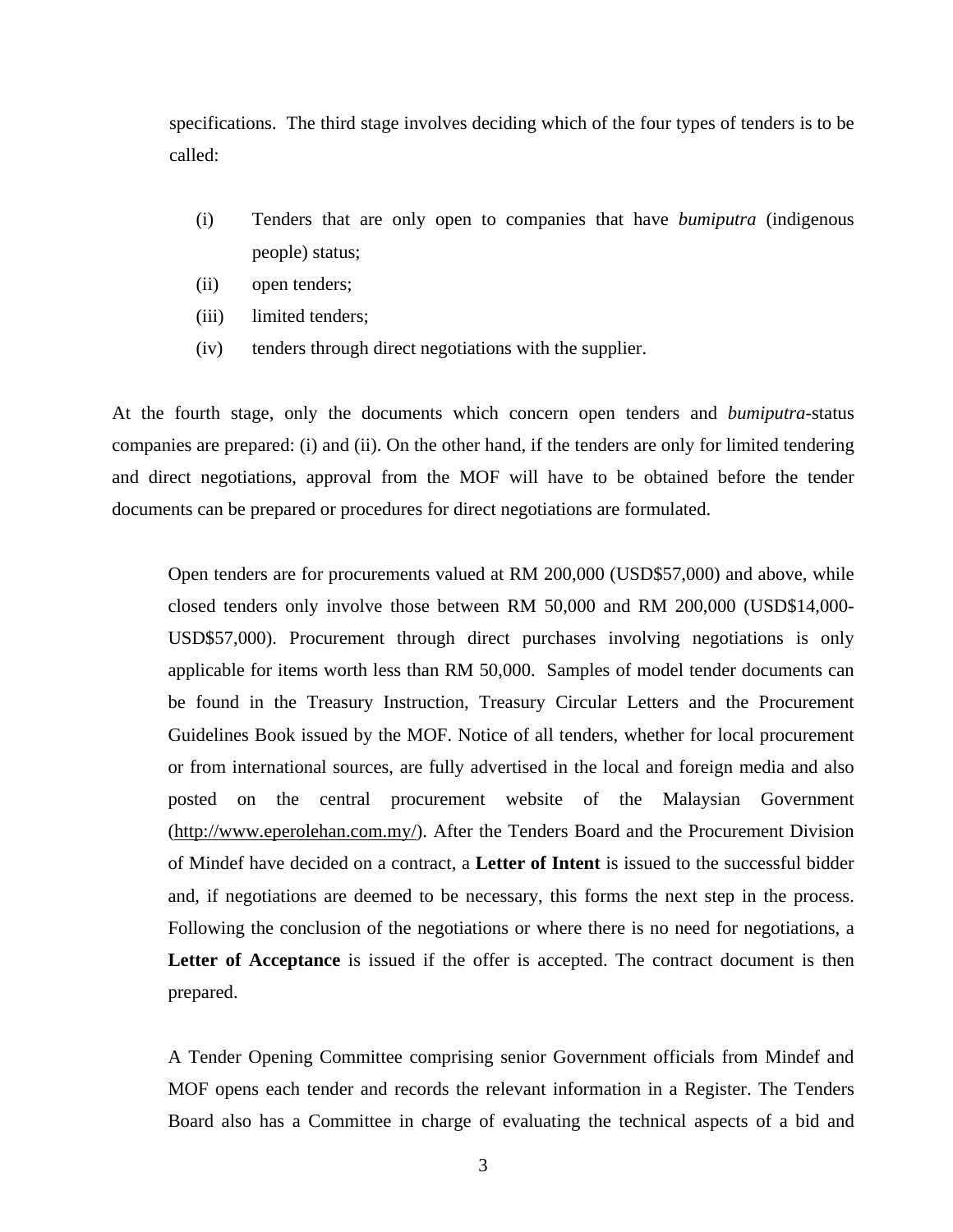specifications. The third stage involves deciding which of the four types of tenders is to be called:

(i) Tenders that are only open to companies that have *bumiputra* (indigenous people) status;
(ii) open tenders;
(iii) limited tenders;
(iv) tenders through direct negotiations with the supplier.

At the fourth stage, only the documents which concern open tenders and *bumiputra*-status companies are prepared: (i) and (ii). On the other hand, if the tenders are only for limited tendering and direct negotiations, approval from the MOF will have to be obtained before the tender documents can be prepared or procedures for direct negotiations are formulated.

Open tenders are for procurements valued at RM 200,000 (USD$57,000) and above, while closed tenders only involve those between RM 50,000 and RM 200,000 (USD$14,000-USD$57,000). Procurement through direct purchases involving negotiations is only applicable for items worth less than RM 50,000. Samples of model tender documents can be found in the Treasury Instruction, Treasury Circular Letters and the Procurement Guidelines Book issued by the MOF. Notice of all tenders, whether for local procurement or from international sources, are fully advertised in the local and foreign media and also posted on the central procurement website of the Malaysian Government (http://www.eperolehan.com.my/). After the Tenders Board and the Procurement Division of Mindef have decided on a contract, a **Letter of Intent** is issued to the successful bidder and, if negotiations are deemed to be necessary, this forms the next step in the process. Following the conclusion of the negotiations or where there is no need for negotiations, a **Letter of Acceptance** is issued if the offer is accepted. The contract document is then prepared.

A Tender Opening Committee comprising senior Government officials from Mindef and MOF opens each tender and records the relevant information in a Register. The Tenders Board also has a Committee in charge of evaluating the technical aspects of a bid and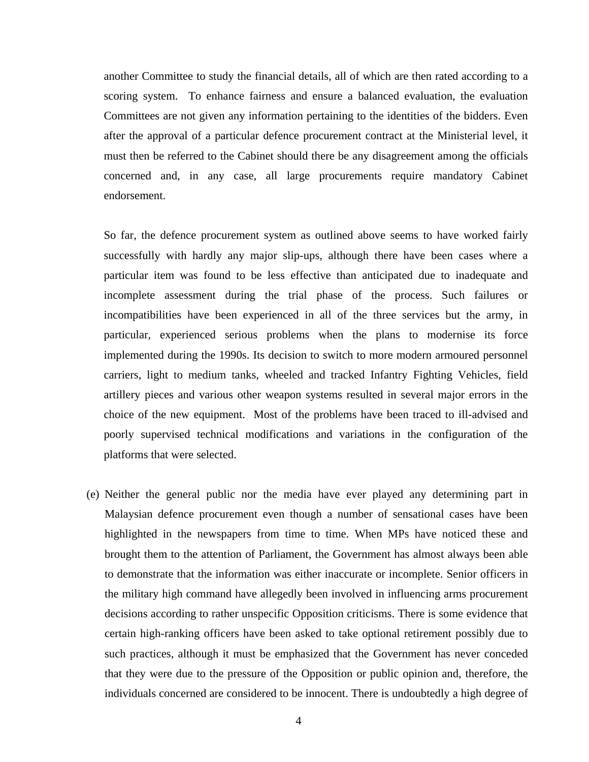another Committee to study the financial details, all of which are then rated according to a scoring system. To enhance fairness and ensure a balanced evaluation, the evaluation Committees are not given any information pertaining to the identities of the bidders. Even after the approval of a particular defence procurement contract at the Ministerial level, it must then be referred to the Cabinet should there be any disagreement among the officials concerned and, in any case, all large procurements require mandatory Cabinet endorsement.

So far, the defence procurement system as outlined above seems to have worked fairly successfully with hardly any major slip-ups, although there have been cases where a particular item was found to be less effective than anticipated due to inadequate and incomplete assessment during the trial phase of the process. Such failures or incompatibilities have been experienced in all of the three services but the army, in particular, experienced serious problems when the plans to modernise its force implemented during the 1990s. Its decision to switch to more modern armoured personnel carriers, light to medium tanks, wheeled and tracked Infantry Fighting Vehicles, field artillery pieces and various other weapon systems resulted in several major errors in the choice of the new equipment. Most of the problems have been traced to ill-advised and poorly supervised technical modifications and variations in the configuration of the platforms that were selected.

(e) Neither the general public nor the media have ever played any determining part in Malaysian defence procurement even though a number of sensational cases have been highlighted in the newspapers from time to time. When MPs have noticed these and brought them to the attention of Parliament, the Government has almost always been able to demonstrate that the information was either inaccurate or incomplete. Senior officers in the military high command have allegedly been involved in influencing arms procurement decisions according to rather unspecific Opposition criticisms. There is some evidence that certain high-ranking officers have been asked to take optional retirement possibly due to such practices, although it must be emphasized that the Government has never conceded that they were due to the pressure of the Opposition or public opinion and, therefore, the individuals concerned are considered to be innocent. There is undoubtedly a high degree of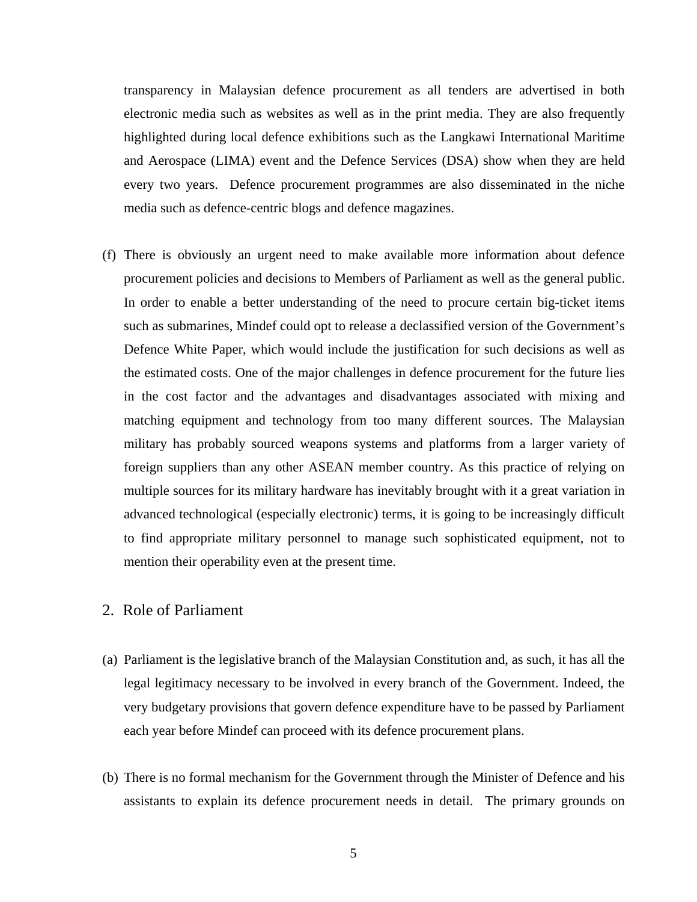transparency in Malaysian defence procurement as all tenders are advertised in both electronic media such as websites as well as in the print media. They are also frequently highlighted during local defence exhibitions such as the Langkawi International Maritime and Aerospace (LIMA) event and the Defence Services (DSA) show when they are held every two years. Defence procurement programmes are also disseminated in the niche media such as defence-centric blogs and defence magazines.

(f) There is obviously an urgent need to make available more information about defence procurement policies and decisions to Members of Parliament as well as the general public. In order to enable a better understanding of the need to procure certain big-ticket items such as submarines, Mindef could opt to release a declassified version of the Government's Defence White Paper, which would include the justification for such decisions as well as the estimated costs. One of the major challenges in defence procurement for the future lies in the cost factor and the advantages and disadvantages associated with mixing and matching equipment and technology from too many different sources. The Malaysian military has probably sourced weapons systems and platforms from a larger variety of foreign suppliers than any other ASEAN member country. As this practice of relying on multiple sources for its military hardware has inevitably brought with it a great variation in advanced technological (especially electronic) terms, it is going to be increasingly difficult to find appropriate military personnel to manage such sophisticated equipment, not to mention their operability even at the present time.

## 2. Role of Parliament

(a) Parliament is the legislative branch of the Malaysian Constitution and, as such, it has all the legal legitimacy necessary to be involved in every branch of the Government. Indeed, the very budgetary provisions that govern defence expenditure have to be passed by Parliament each year before Mindef can proceed with its defence procurement plans.

(b) There is no formal mechanism for the Government through the Minister of Defence and his assistants to explain its defence procurement needs in detail. The primary grounds on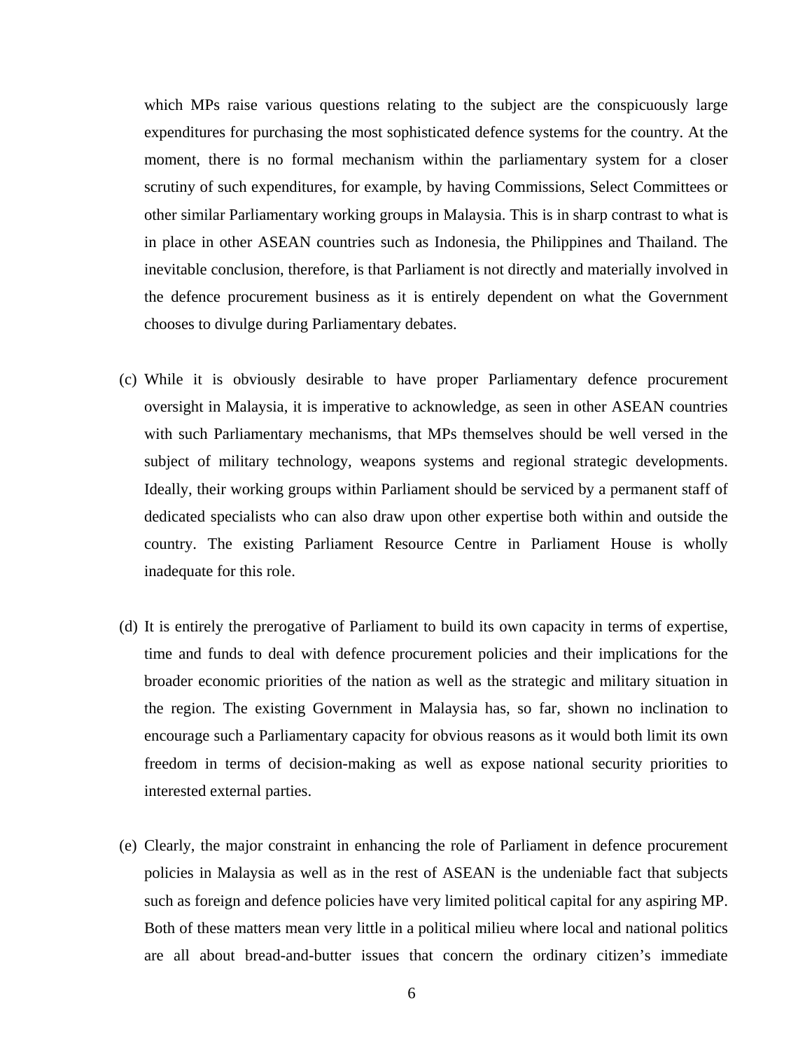which MPs raise various questions relating to the subject are the conspicuously large expenditures for purchasing the most sophisticated defence systems for the country. At the moment, there is no formal mechanism within the parliamentary system for a closer scrutiny of such expenditures, for example, by having Commissions, Select Committees or other similar Parliamentary working groups in Malaysia. This is in sharp contrast to what is in place in other ASEAN countries such as Indonesia, the Philippines and Thailand. The inevitable conclusion, therefore, is that Parliament is not directly and materially involved in the defence procurement business as it is entirely dependent on what the Government chooses to divulge during Parliamentary debates.

(c) While it is obviously desirable to have proper Parliamentary defence procurement oversight in Malaysia, it is imperative to acknowledge, as seen in other ASEAN countries with such Parliamentary mechanisms, that MPs themselves should be well versed in the subject of military technology, weapons systems and regional strategic developments. Ideally, their working groups within Parliament should be serviced by a permanent staff of dedicated specialists who can also draw upon other expertise both within and outside the country. The existing Parliament Resource Centre in Parliament House is wholly inadequate for this role.

(d) It is entirely the prerogative of Parliament to build its own capacity in terms of expertise, time and funds to deal with defence procurement policies and their implications for the broader economic priorities of the nation as well as the strategic and military situation in the region. The existing Government in Malaysia has, so far, shown no inclination to encourage such a Parliamentary capacity for obvious reasons as it would both limit its own freedom in terms of decision-making as well as expose national security priorities to interested external parties.

(e) Clearly, the major constraint in enhancing the role of Parliament in defence procurement policies in Malaysia as well as in the rest of ASEAN is the undeniable fact that subjects such as foreign and defence policies have very limited political capital for any aspiring MP. Both of these matters mean very little in a political milieu where local and national politics are all about bread-and-butter issues that concern the ordinary citizen's immediate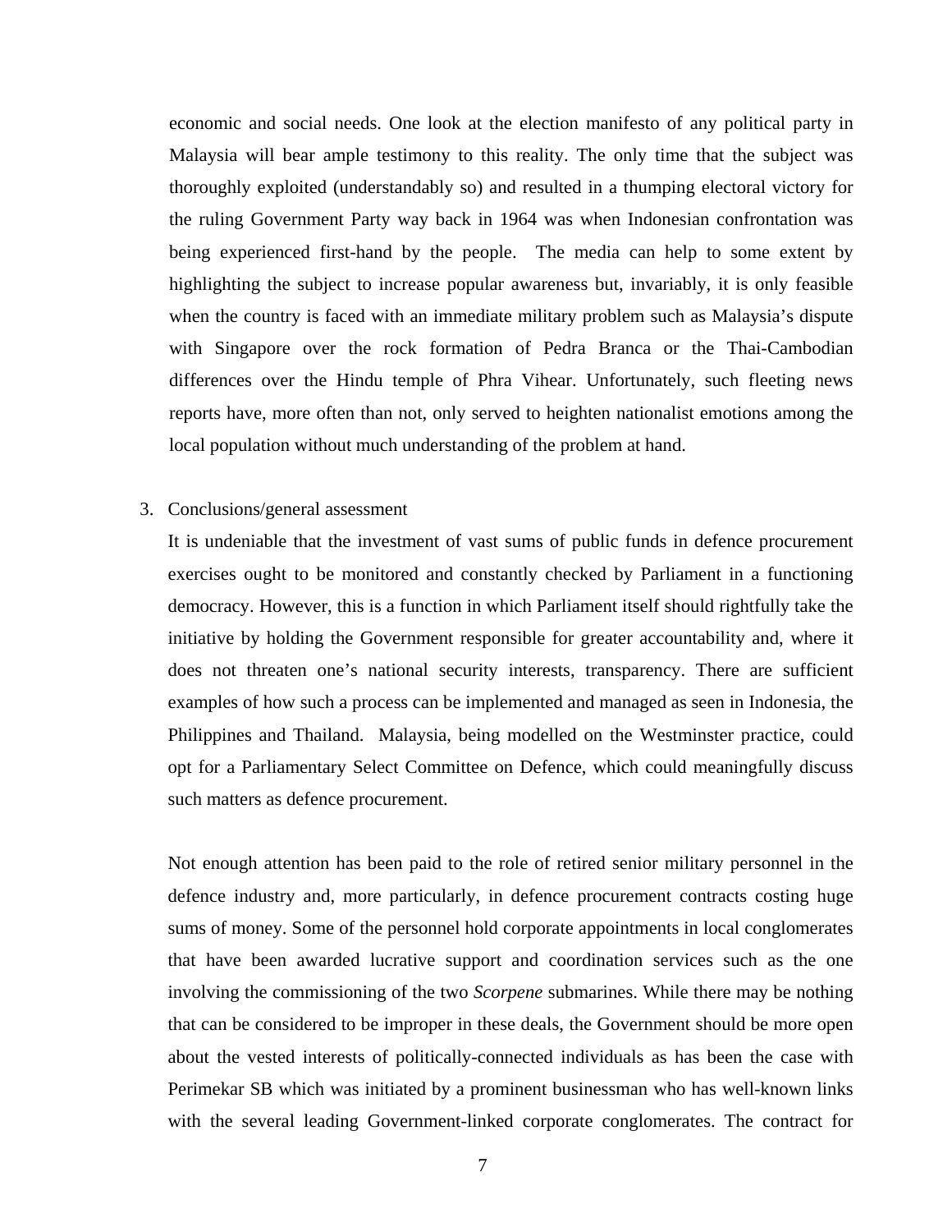economic and social needs. One look at the election manifesto of any political party in Malaysia will bear ample testimony to this reality. The only time that the subject was thoroughly exploited (understandably so) and resulted in a thumping electoral victory for the ruling Government Party way back in 1964 was when Indonesian confrontation was being experienced first-hand by the people. The media can help to some extent by highlighting the subject to increase popular awareness but, invariably, it is only feasible when the country is faced with an immediate military problem such as Malaysia's dispute with Singapore over the rock formation of Pedra Branca or the Thai-Cambodian differences over the Hindu temple of Phra Vihear. Unfortunately, such fleeting news reports have, more often than not, only served to heighten nationalist emotions among the local population without much understanding of the problem at hand.

3. Conclusions/general assessment

It is undeniable that the investment of vast sums of public funds in defence procurement exercises ought to be monitored and constantly checked by Parliament in a functioning democracy. However, this is a function in which Parliament itself should rightfully take the initiative by holding the Government responsible for greater accountability and, where it does not threaten one's national security interests, transparency. There are sufficient examples of how such a process can be implemented and managed as seen in Indonesia, the Philippines and Thailand. Malaysia, being modelled on the Westminster practice, could opt for a Parliamentary Select Committee on Defence, which could meaningfully discuss such matters as defence procurement.

Not enough attention has been paid to the role of retired senior military personnel in the defence industry and, more particularly, in defence procurement contracts costing huge sums of money. Some of the personnel hold corporate appointments in local conglomerates that have been awarded lucrative support and coordination services such as the one involving the commissioning of the two *Scorpene* submarines. While there may be nothing that can be considered to be improper in these deals, the Government should be more open about the vested interests of politically-connected individuals as has been the case with Perimekar SB which was initiated by a prominent businessman who has well-known links with the several leading Government-linked corporate conglomerates. The contract for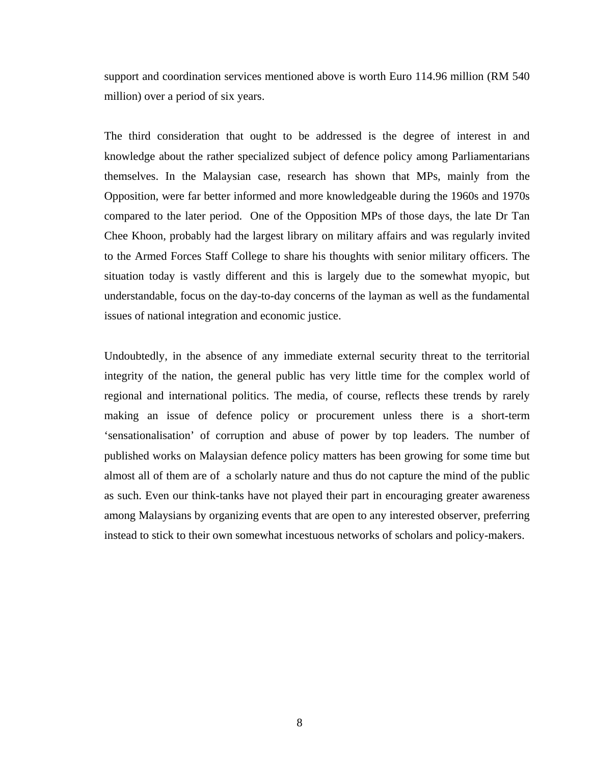support and coordination services mentioned above is worth Euro 114.96 million (RM 540 million) over a period of six years.

The third consideration that ought to be addressed is the degree of interest in and knowledge about the rather specialized subject of defence policy among Parliamentarians themselves. In the Malaysian case, research has shown that MPs, mainly from the Opposition, were far better informed and more knowledgeable during the 1960s and 1970s compared to the later period. One of the Opposition MPs of those days, the late Dr Tan Chee Khoon, probably had the largest library on military affairs and was regularly invited to the Armed Forces Staff College to share his thoughts with senior military officers. The situation today is vastly different and this is largely due to the somewhat myopic, but understandable, focus on the day-to-day concerns of the layman as well as the fundamental issues of national integration and economic justice.

Undoubtedly, in the absence of any immediate external security threat to the territorial integrity of the nation, the general public has very little time for the complex world of regional and international politics. The media, of course, reflects these trends by rarely making an issue of defence policy or procurement unless there is a short-term 'sensationalisation' of corruption and abuse of power by top leaders. The number of published works on Malaysian defence policy matters has been growing for some time but almost all of them are of a scholarly nature and thus do not capture the mind of the public as such. Even our think-tanks have not played their part in encouraging greater awareness among Malaysians by organizing events that are open to any interested observer, preferring instead to stick to their own somewhat incestuous networks of scholars and policy-makers.